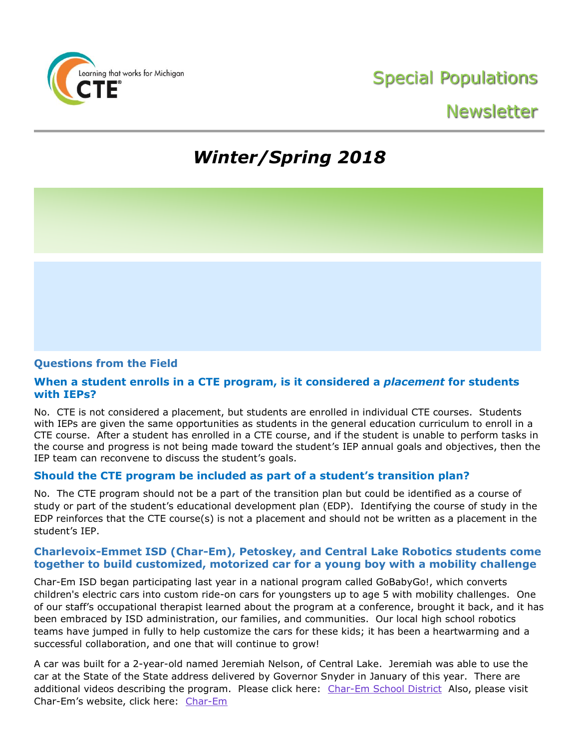Learning that works for Michigan CTE®

# Special Populations Newsletter

## *Winter/Spring 2018*

### Questions from the Field

### When a student enrolls in a CTE program, is it considered a *placement* for students with IEPs?

No. CTE is not considered a placement, but students are enrolled in individual CTE courses. Students with IEPs are given the same opportunities as students in the general education curriculum to enroll in a CTE course. After a student has enrolled in a CTE course, and if the student is unable to perform tasks in the course and progress is not being made toward the student's IEP annual goals and objectives, then the IEP team can reconvene to discuss the student's goals.

### Should the CTE program be included as part of a student's transition plan?

No. The CTE program should not be a part of the transition plan but could be identified as a course of study or part of the student's educational development plan (EDP). Identifying the course of study in the EDP reinforces that the CTE course(s) is not a placement and should not be written as a placement in the student's IEP.

### Charlevoix-Emmet ISD (Char-Em), Petoskey, and Central Lake Robotics students come together to build customized, motorized car for a young boy with a mobility challenge

Char-Em ISD began participating last year in a national program called GoBabyGo!, which converts children's electric cars into custom ride-on cars for youngsters up to age 5 with mobility challenges. One of our staff's occupational therapist learned about the program at a conference, brought it back, and it has been embraced by ISD administration, our families, and communities. Our local high school robotics teams have jumped in fully to help customize the cars for these kids; it has been a heartwarming and a successful collaboration, and one that will continue to grow!

A car was built for a 2-year-old named Jeremiah Nelson, of Central Lake. Jeremiah was able to use the car at the State of the State address delivered by Governor Snyder in January of this year. There are additional videos describing the program. Please click here: [Char-Em School District] Also, please visit Char-Em's website, click here: [Char-Em]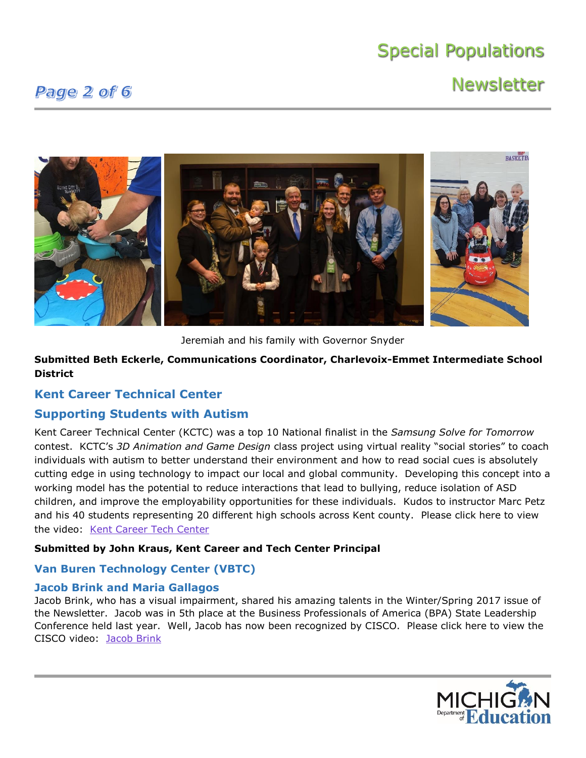Jeremiah and his family with Governor Snyder

**Submitted Beth Eckerle, Communications Coordinator, Charlevoix-Emmet Intermediate School District**

## Kent Career Technical Center

## Supporting Students with Autism

Kent Career Technical Center (KCTC) was a top 10 National finalist in the *Samsung Solve for Tomorrow* contest. KCTC's *3D Animation and Game Design* class project using virtual reality "social stories" to coach individuals with autism to better understand their environment and how to read social cues is absolutely cutting edge in using technology to impact our local and global community. Developing this concept into a working model has the potential to reduce interactions that lead to bullying, reduce isolation of ASD children, and improve the employability opportunities for these individuals. Kudos to instructor Marc Petz and his 40 students representing 20 different high schools across Kent county. Please click here to view the video: [Kent Career Tech Center]

**Submitted by John Kraus, Kent Career and Tech Center Principal**

## Van Buren Technology Center (VBTC)

### Jacob Brink and Maria Gallagos

Jacob Brink, who has a visual impairment, shared his amazing talents in the Winter/Spring 2017 issue of the Newsletter. Jacob was in 5th place at the Business Professionals of America (BPA) State Leadership Conference held last year. Well, Jacob has now been recognized by CISCO. Please click here to view the CISCO video: [Jacob Brink]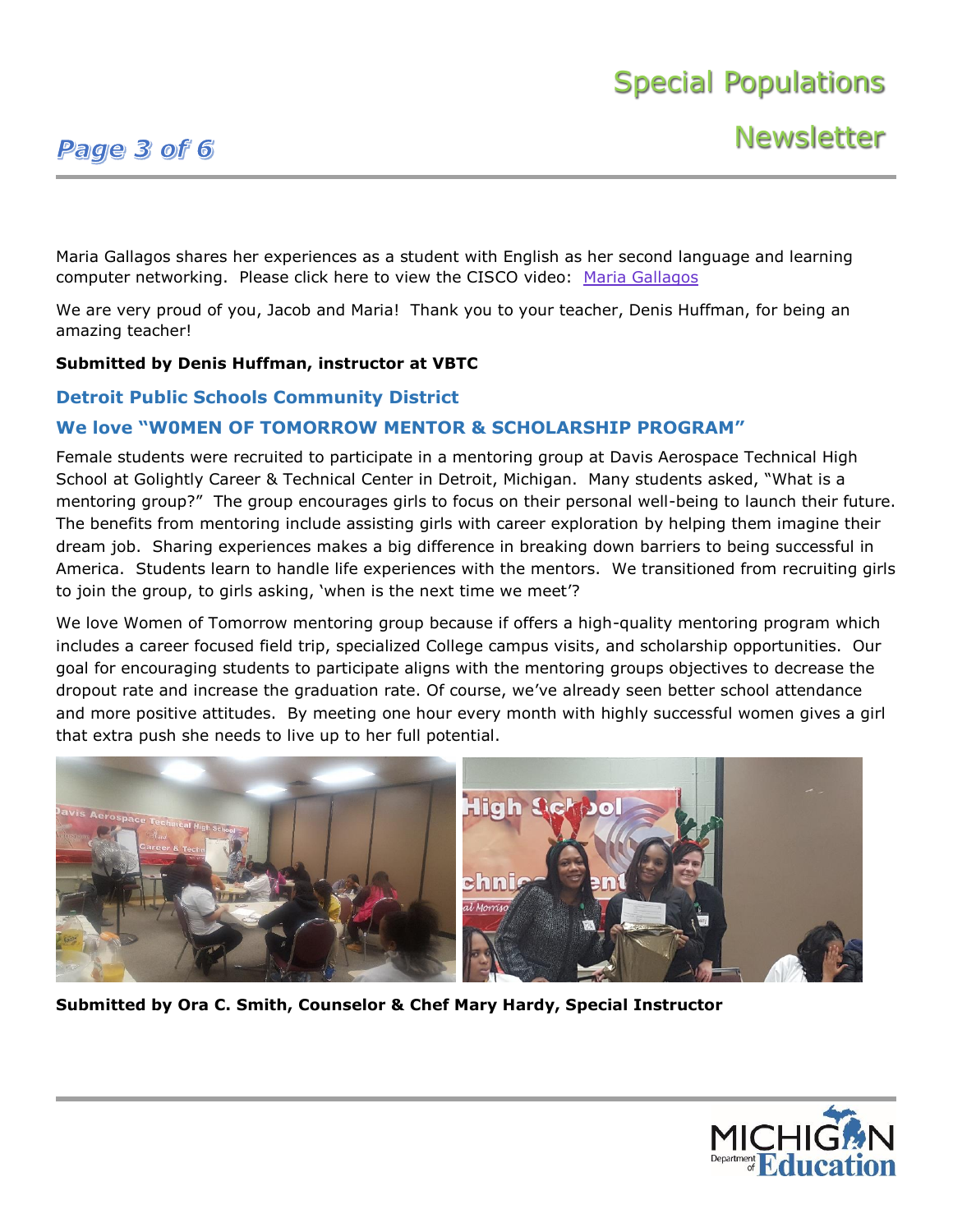Maria Gallagos shares her experiences as a student with English as her second language and learning computer networking. Please click here to view the CISCO video: [Maria Gallagos]

We are very proud of you, Jacob and Maria! Thank you to your teacher, Denis Huffman, for being an amazing teacher!

**Submitted by Denis Huffman, instructor at VBTC**

### Detroit Public Schools Community District

### We love "W0MEN OF TOMORROW MENTOR & SCHOLARSHIP PROGRAM"

Female students were recruited to participate in a mentoring group at Davis Aerospace Technical High School at Golightly Career & Technical Center in Detroit, Michigan. Many students asked, "What is a mentoring group?" The group encourages girls to focus on their personal well-being to launch their future. The benefits from mentoring include assisting girls with career exploration by helping them imagine their dream job. Sharing experiences makes a big difference in breaking down barriers to being successful in America. Students learn to handle life experiences with the mentors. We transitioned from recruiting girls to join the group, to girls asking, 'when is the next time we meet'?

We love Women of Tomorrow mentoring group because if offers a high-quality mentoring program which includes a career focused field trip, specialized College campus visits, and scholarship opportunities. Our goal for encouraging students to participate aligns with the mentoring groups objectives to decrease the dropout rate and increase the graduation rate. Of course, we've already seen better school attendance and more positive attitudes. By meeting one hour every month with highly successful women gives a girl that extra push she needs to live up to her full potential.

**Submitted by Ora C. Smith, Counselor & Chef Mary Hardy, Special Instructor**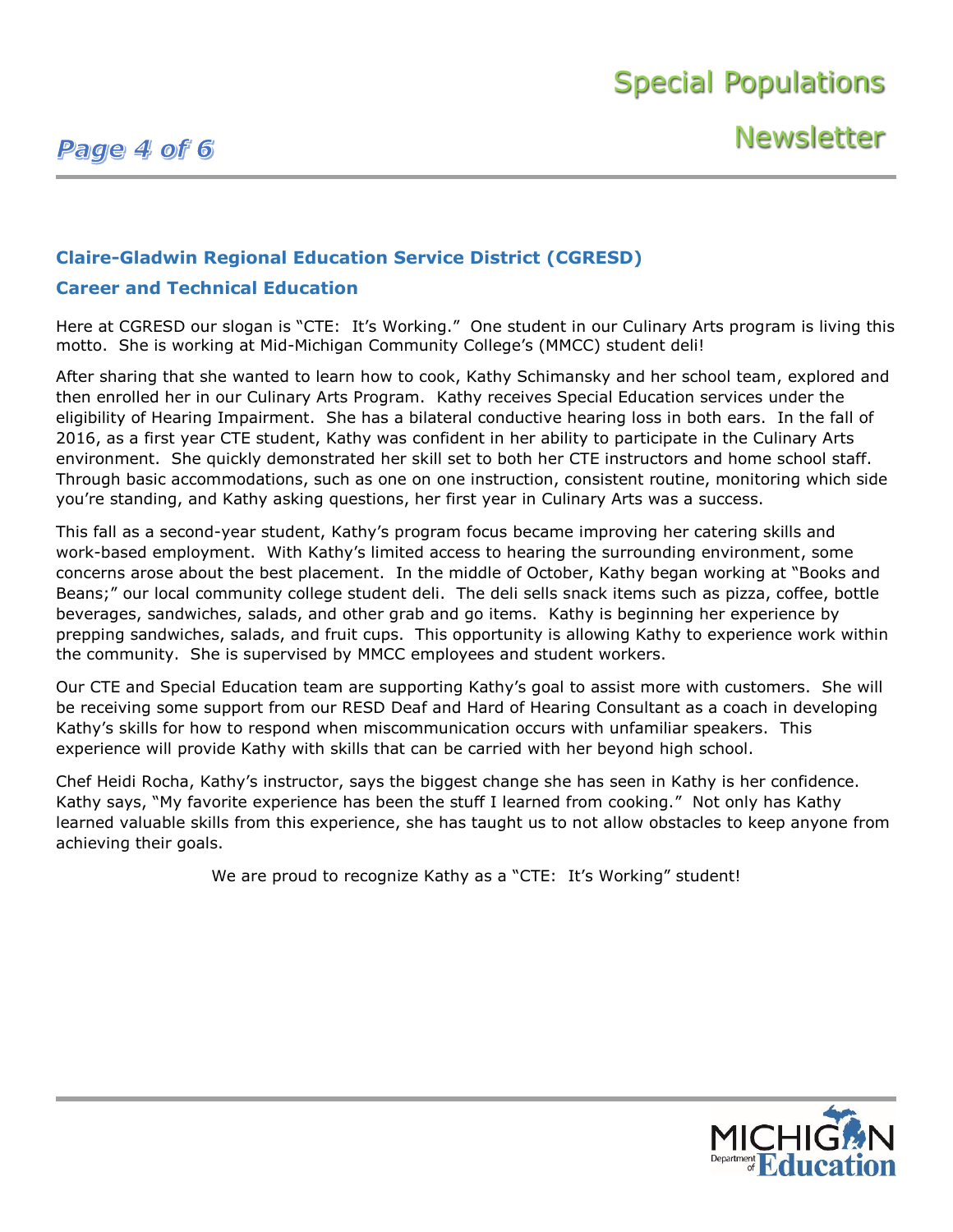## Claire-Gladwin Regional Education Service District (CGRESD)

## Career and Technical Education

Here at CGRESD our slogan is "CTE: It's Working." One student in our Culinary Arts program is living this motto. She is working at Mid-Michigan Community College's (MMCC) student deli!

After sharing that she wanted to learn how to cook, Kathy Schimansky and her school team, explored and then enrolled her in our Culinary Arts Program. Kathy receives Special Education services under the eligibility of Hearing Impairment. She has a bilateral conductive hearing loss in both ears. In the fall of 2016, as a first year CTE student, Kathy was confident in her ability to participate in the Culinary Arts environment. She quickly demonstrated her skill set to both her CTE instructors and home school staff. Through basic accommodations, such as one on one instruction, consistent routine, monitoring which side you're standing, and Kathy asking questions, her first year in Culinary Arts was a success.

This fall as a second-year student, Kathy's program focus became improving her catering skills and work-based employment. With Kathy's limited access to hearing the surrounding environment, some concerns arose about the best placement. In the middle of October, Kathy began working at "Books and Beans;" our local community college student deli. The deli sells snack items such as pizza, coffee, bottle beverages, sandwiches, salads, and other grab and go items. Kathy is beginning her experience by prepping sandwiches, salads, and fruit cups. This opportunity is allowing Kathy to experience work within the community. She is supervised by MMCC employees and student workers.

Our CTE and Special Education team are supporting Kathy's goal to assist more with customers. She will be receiving some support from our RESD Deaf and Hard of Hearing Consultant as a coach in developing Kathy's skills for how to respond when miscommunication occurs with unfamiliar speakers. This experience will provide Kathy with skills that can be carried with her beyond high school.

Chef Heidi Rocha, Kathy's instructor, says the biggest change she has seen in Kathy is her confidence. Kathy says, "My favorite experience has been the stuff I learned from cooking." Not only has Kathy learned valuable skills from this experience, she has taught us to not allow obstacles to keep anyone from achieving their goals.

We are proud to recognize Kathy as a "CTE: It's Working" student!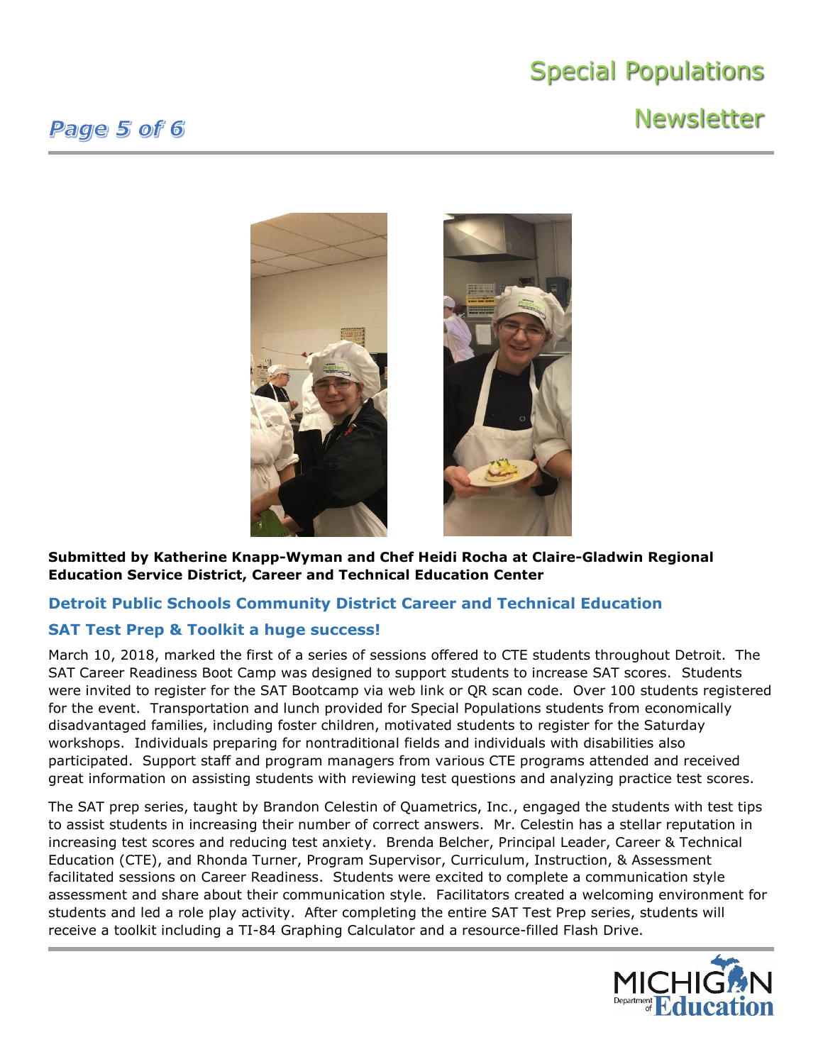**Submitted by Katherine Knapp-Wyman and Chef Heidi Rocha at Claire-Gladwin Regional Education Service District, Career and Technical Education Center**

### Detroit Public Schools Community District Career and Technical Education

### SAT Test Prep & Toolkit a huge success!

March 10, 2018, marked the first of a series of sessions offered to CTE students throughout Detroit. The SAT Career Readiness Boot Camp was designed to support students to increase SAT scores. Students were invited to register for the SAT Bootcamp via web link or QR scan code. Over 100 students registered for the event. Transportation and lunch provided for Special Populations students from economically disadvantaged families, including foster children, motivated students to register for the Saturday workshops. Individuals preparing for nontraditional fields and individuals with disabilities also participated. Support staff and program managers from various CTE programs attended and received great information on assisting students with reviewing test questions and analyzing practice test scores.

The SAT prep series, taught by Brandon Celestin of Quametrics, Inc., engaged the students with test tips to assist students in increasing their number of correct answers. Mr. Celestin has a stellar reputation in increasing test scores and reducing test anxiety. Brenda Belcher, Principal Leader, Career & Technical Education (CTE), and Rhonda Turner, Program Supervisor, Curriculum, Instruction, & Assessment facilitated sessions on Career Readiness. Students were excited to complete a communication style assessment and share about their communication style. Facilitators created a welcoming environment for students and led a role play activity. After completing the entire SAT Test Prep series, students will receive a toolkit including a TI-84 Graphing Calculator and a resource-filled Flash Drive.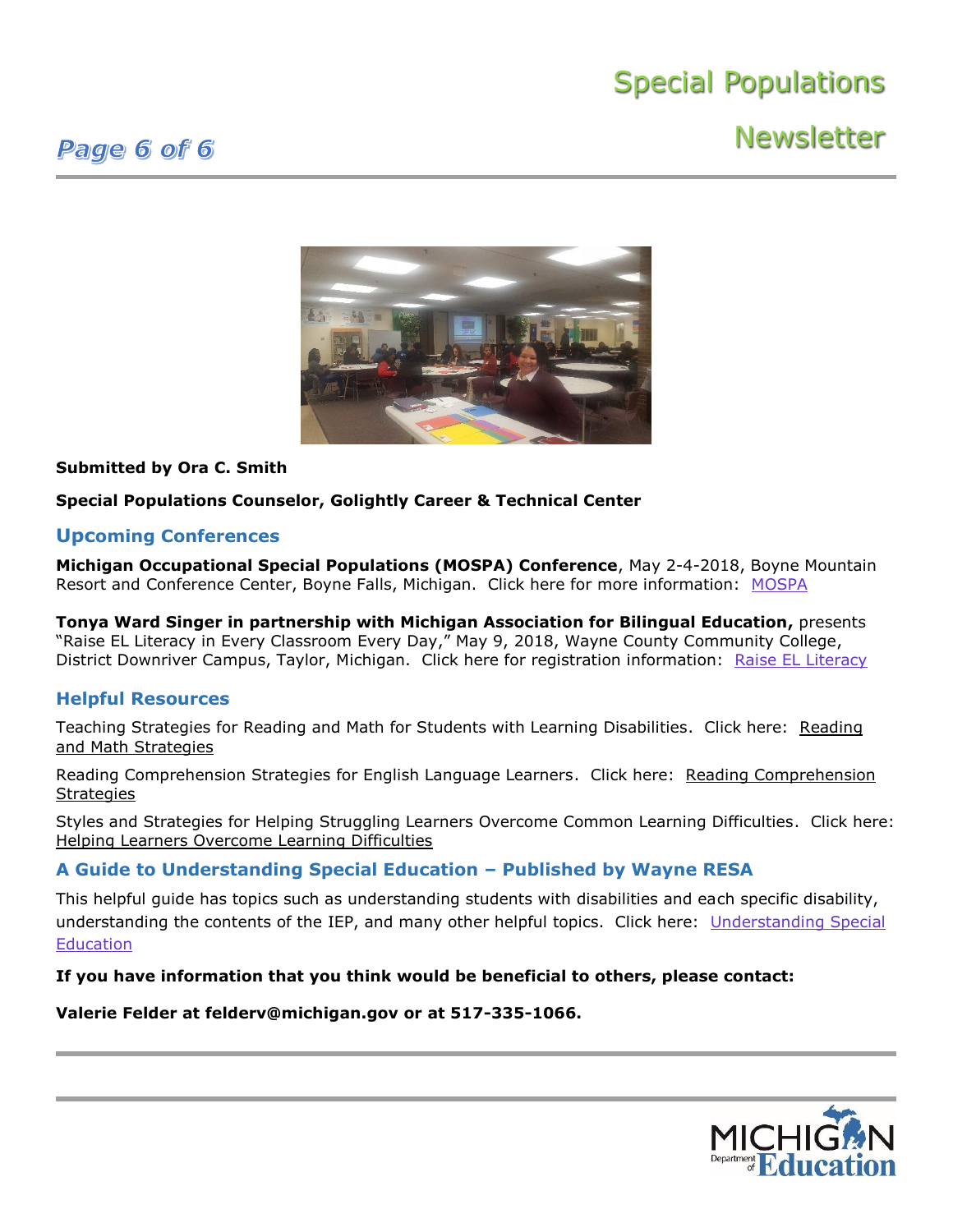**Submitted by Ora C. Smith**

**Special Populations Counselor, Golightly Career & Technical Center**

## Upcoming Conferences

**Michigan Occupational Special Populations (MOSPA) Conference**, May 2-4-2018, Boyne Mountain Resort and Conference Center, Boyne Falls, Michigan. Click here for more information: MOSPA

**Tonya Ward Singer in partnership with Michigan Association for Bilingual Education,** presents "Raise EL Literacy in Every Classroom Every Day," May 9, 2018, Wayne County Community College, District Downriver Campus, Taylor, Michigan. Click here for registration information: Raise EL Literacy

## Helpful Resources

Teaching Strategies for Reading and Math for Students with Learning Disabilities. Click here: Reading and Math Strategies

Reading Comprehension Strategies for English Language Learners. Click here: Reading Comprehension Strategies

Styles and Strategies for Helping Struggling Learners Overcome Common Learning Difficulties. Click here: Helping Learners Overcome Learning Difficulties

## A Guide to Understanding Special Education – Published by Wayne RESA

This helpful guide has topics such as understanding students with disabilities and each specific disability, understanding the contents of the IEP, and many other helpful topics. Click here: Understanding Special Education

**If you have information that you think would be beneficial to others, please contact:**

**Valerie Felder at felderv@michigan.gov or at 517-335-1066.**